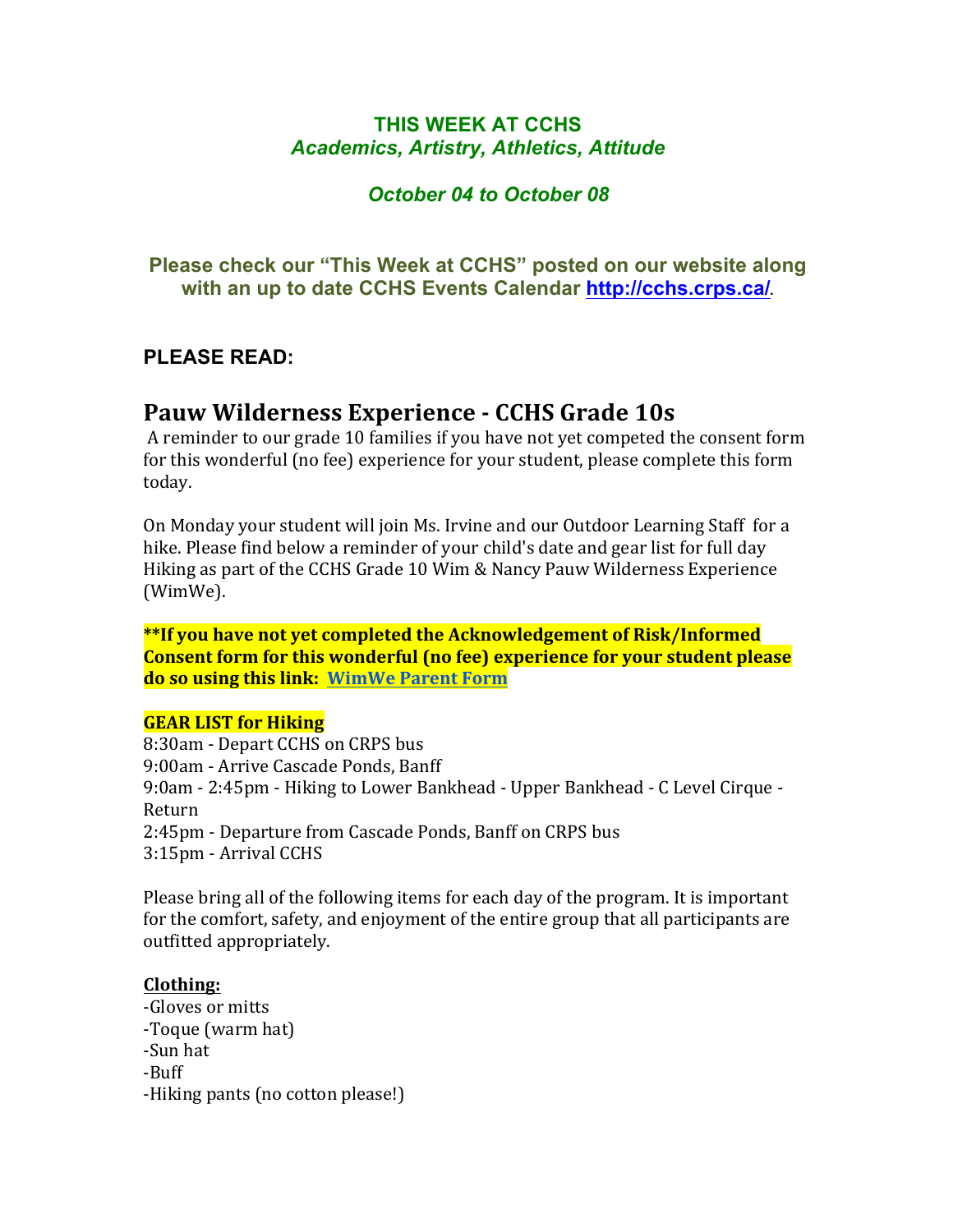**THIS WEEK AT CCHS**
***Academics, Artistry, Athletics, Attitude***

***October 04 to October 08***

**Please check our "This Week at CCHS" posted on our website along with an up to date CCHS Events Calendar [http://cchs.crps.ca/](http://cchs.crps.ca/).**

### PLEASE READ:

## Pauw Wilderness Experience - CCHS Grade 10s

A reminder to our grade 10 families if you have not yet competed the consent form for this wonderful (no fee) experience for your student, please complete this form today.

On Monday your student will join Ms. Irvine and our Outdoor Learning Staff for a hike. Please find below a reminder of your child's date and gear list for full day Hiking as part of the CCHS Grade 10 Wim & Nancy Pauw Wilderness Experience (WimWe).

****If you have not yet completed the Acknowledgement of Risk/Informed Consent form for this wonderful (no fee) experience for your student please do so using this link: WimWe Parent Form**

**GEAR LIST for Hiking**

8:30am - Depart CCHS on CRPS bus
9:00am - Arrive Cascade Ponds, Banff
9:0am - 2:45pm - Hiking to Lower Bankhead - Upper Bankhead - C Level Cirque - Return
2:45pm - Departure from Cascade Ponds, Banff on CRPS bus
3:15pm - Arrival CCHS

Please bring all of the following items for each day of the program. It is important for the comfort, safety, and enjoyment of the entire group that all participants are outfitted appropriately.

**Clothing:**

-Gloves or mitts
-Toque (warm hat)
-Sun hat
-Buff
-Hiking pants (no cotton please!)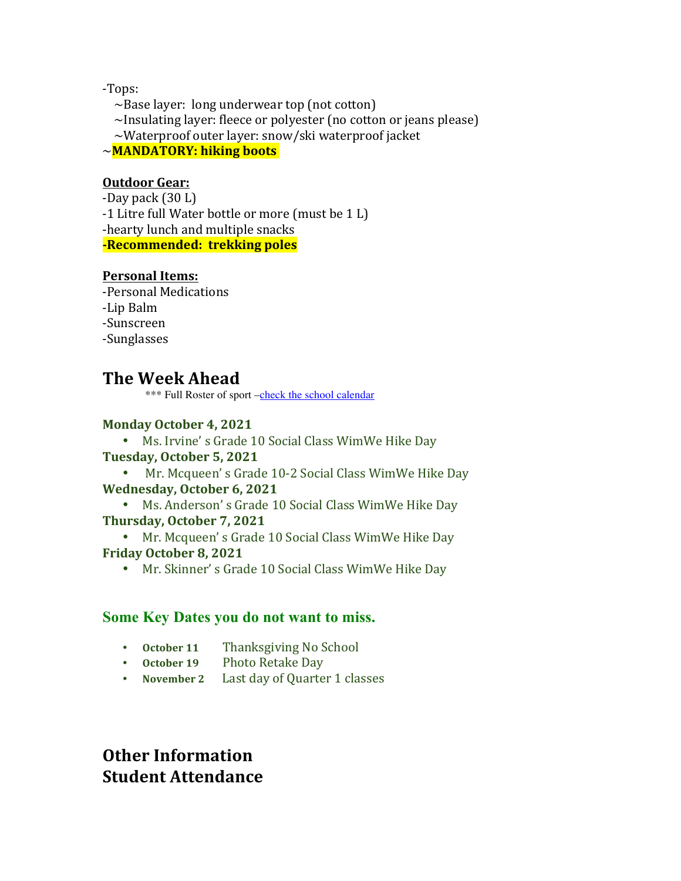-Tops:

~Base layer: long underwear top (not cotton)

~Insulating layer: fleece or polyester (no cotton or jeans please)

~Waterproof outer layer: snow/ski waterproof jacket

~**MANDATORY: hiking boots**

**Outdoor Gear:**

-Day pack (30 L)
-1 Litre full Water bottle or more (must be 1 L)
-hearty lunch and multiple snacks
**-Recommended: trekking poles**

**Personal Items:**

-Personal Medications
-Lip Balm
-Sunscreen
-Sunglasses

## The Week Ahead

*** Full Roster of sport –check the school calendar

**Monday October 4, 2021**

- Ms. Irvine' s Grade 10 Social Class WimWe Hike Day

**Tuesday, October 5, 2021**

- Mr. Mcqueen' s Grade 10-2 Social Class WimWe Hike Day

**Wednesday, October 6, 2021**

- Ms. Anderson' s Grade 10 Social Class WimWe Hike Day

**Thursday, October 7, 2021**

- Mr. Mcqueen' s Grade 10 Social Class WimWe Hike Day

**Friday October 8, 2021**

- Mr. Skinner' s Grade 10 Social Class WimWe Hike Day

### Some Key Dates you do not want to miss.

- **October 11** Thanksgiving No School
- **October 19** Photo Retake Day
- **November 2** Last day of Quarter 1 classes

## Other Information

## Student Attendance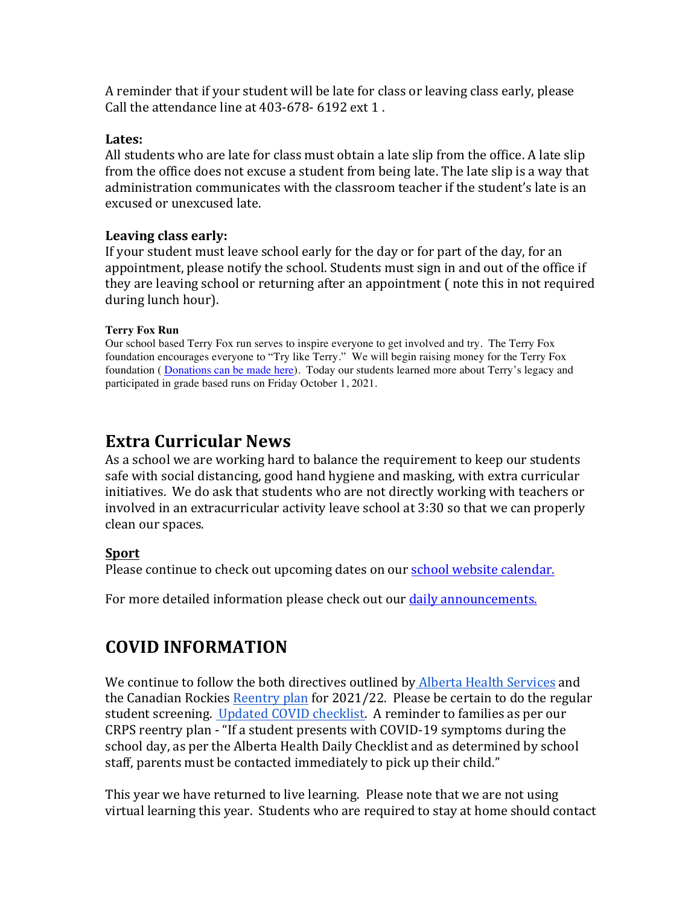A reminder that if your student will be late for class or leaving class early, please Call the attendance line at 403-678- 6192 ext 1 .

**Lates:**

All students who are late for class must obtain a late slip from the office. A late slip from the office does not excuse a student from being late. The late slip is a way that administration communicates with the classroom teacher if the student's late is an excused or unexcused late.

**Leaving class early:**

If your student must leave school early for the day or for part of the day, for an appointment, please notify the school. Students must sign in and out of the office if they are leaving school or returning after an appointment ( note this in not required during lunch hour).

**Terry Fox Run**

Our school based Terry Fox run serves to inspire everyone to get involved and try. The Terry Fox foundation encourages everyone to "Try like Terry." We will begin raising money for the Terry Fox foundation ( Donations can be made here). Today our students learned more about Terry's legacy and participated in grade based runs on Friday October 1, 2021.

## Extra Curricular News

As a school we are working hard to balance the requirement to keep our students safe with social distancing, good hand hygiene and masking, with extra curricular initiatives. We do ask that students who are not directly working with teachers or involved in an extracurricular activity leave school at 3:30 so that we can properly clean our spaces.

**Sport**

Please continue to check out upcoming dates on our school website calendar.

For more detailed information please check out our daily announcements.

## COVID INFORMATION

We continue to follow the both directives outlined by Alberta Health Services and the Canadian Rockies Reentry plan for 2021/22. Please be certain to do the regular student screening. Updated COVID checklist. A reminder to families as per our CRPS reentry plan - "If a student presents with COVID-19 symptoms during the school day, as per the Alberta Health Daily Checklist and as determined by school staff, parents must be contacted immediately to pick up their child."

This year we have returned to live learning. Please note that we are not using virtual learning this year. Students who are required to stay at home should contact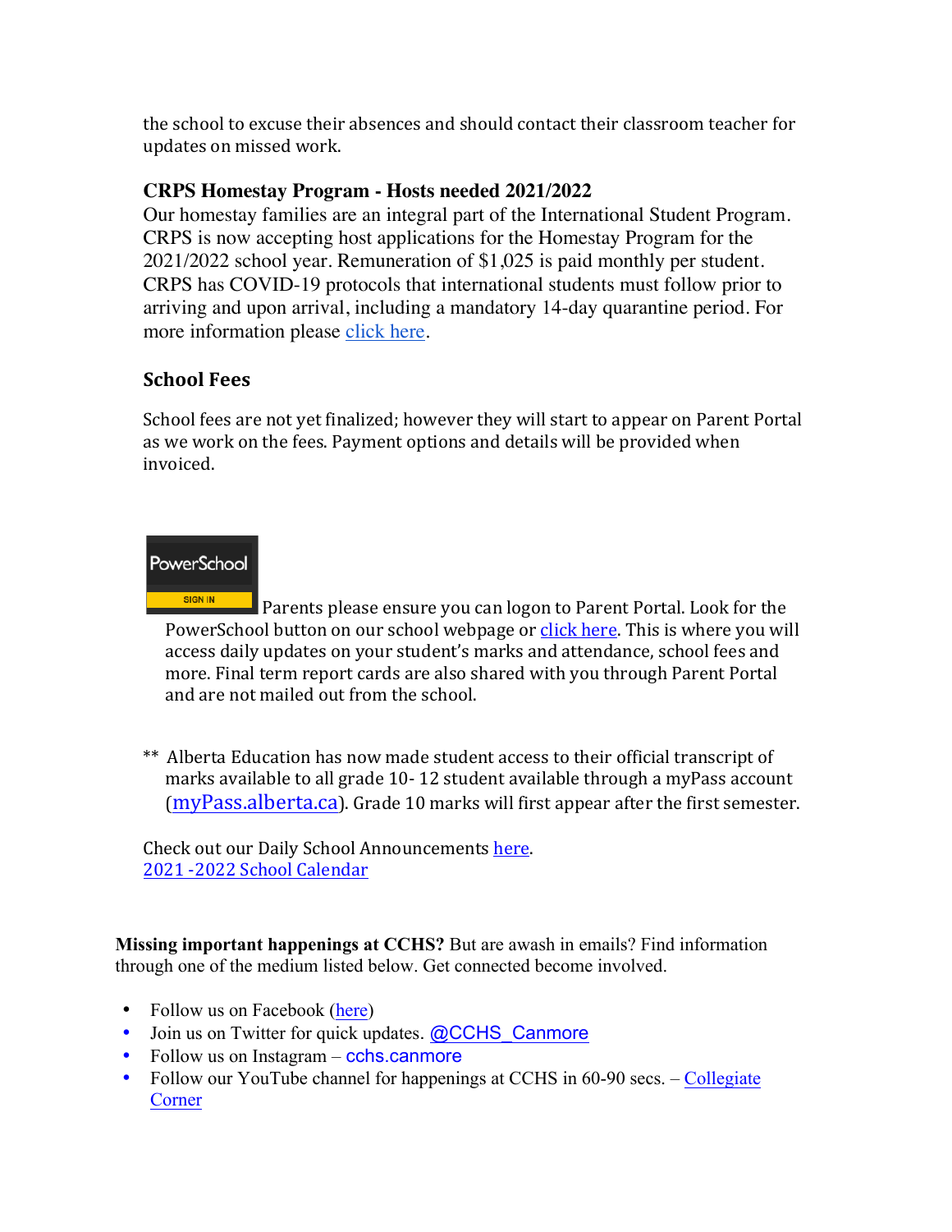the school to excuse their absences and should contact their classroom teacher for updates on missed work.

### CRPS Homestay Program - Hosts needed 2021/2022

Our homestay families are an integral part of the International Student Program. CRPS is now accepting host applications for the Homestay Program for the 2021/2022 school year. Remuneration of $1,025 is paid monthly per student. CRPS has COVID-19 protocols that international students must follow prior to arriving and upon arrival, including a mandatory 14-day quarantine period. For more information please click here.

### School Fees

School fees are not yet finalized; however they will start to appear on Parent Portal as we work on the fees. Payment options and details will be provided when invoiced.

PowerSchool SIGN IN Parents please ensure you can logon to Parent Portal. Look for the PowerSchool button on our school webpage or click here. This is where you will access daily updates on your student's marks and attendance, school fees and more. Final term report cards are also shared with you through Parent Portal and are not mailed out from the school.

** Alberta Education has now made student access to their official transcript of marks available to all grade 10- 12 student available through a myPass account (myPass.alberta.ca). Grade 10 marks will first appear after the first semester.

Check out our Daily School Announcements here.
2021 -2022 School Calendar

**Missing important happenings at CCHS?** But are awash in emails? Find information through one of the medium listed below. Get connected become involved.

- Follow us on Facebook (here)
- Join us on Twitter for quick updates. @CCHS_Canmore
- Follow us on Instagram – cchs.canmore
- Follow our YouTube channel for happenings at CCHS in 60-90 secs. – Collegiate Corner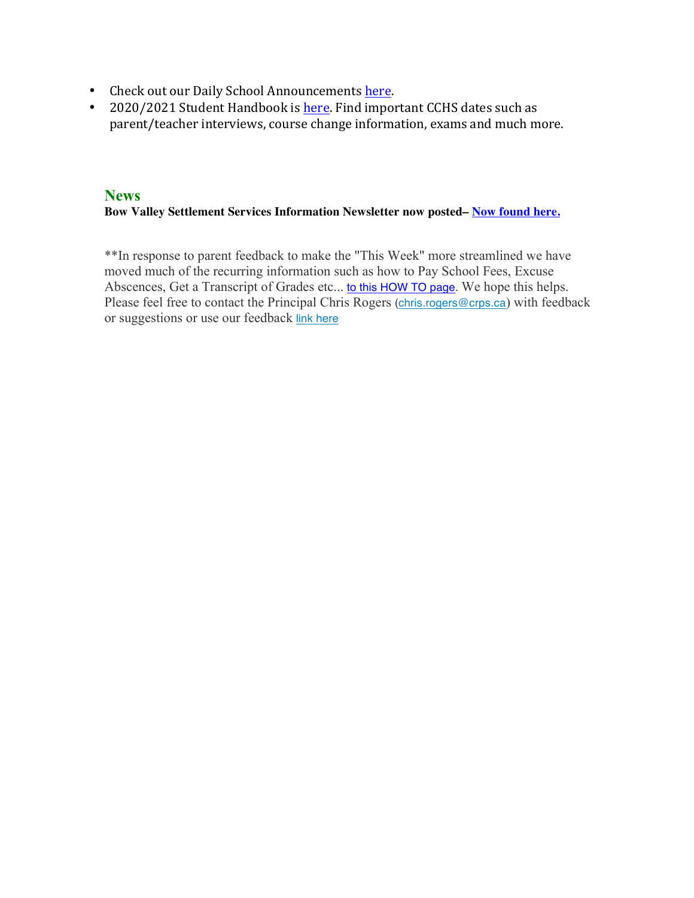- Check out our Daily School Announcements here.
- 2020/2021 Student Handbook is here. Find important CCHS dates such as parent/teacher interviews, course change information, exams and much more.

## News

**Bow Valley Settlement Services Information Newsletter now posted– Now found here.**

**In response to parent feedback to make the "This Week" more streamlined we have moved much of the recurring information such as how to Pay School Fees, Excuse Abscences, Get a Transcript of Grades etc... to this HOW TO page. We hope this helps. Please feel free to contact the Principal Chris Rogers (chris.rogers@crps.ca) with feedback or suggestions or use our feedback link here